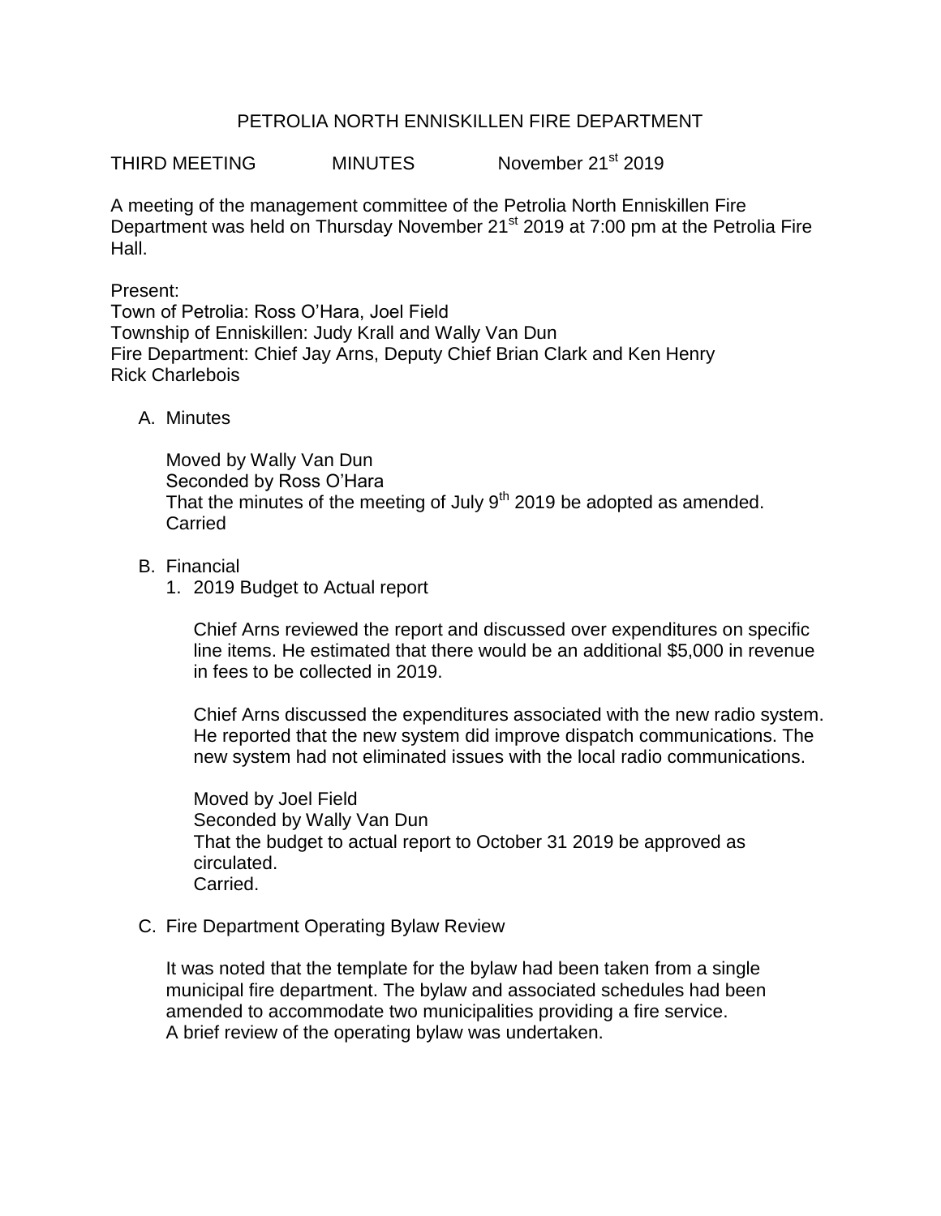# PETROLIA NORTH ENNISKILLEN FIRE DEPARTMENT

THIRD MEETING MINUTES November 21st 2019

A meeting of the management committee of the Petrolia North Enniskillen Fire Department was held on Thursday November 21st 2019 at 7:00 pm at the Petrolia Fire Hall.

Present:
Town of Petrolia: Ross O'Hara, Joel Field
Township of Enniskillen: Judy Krall and Wally Van Dun
Fire Department: Chief Jay Arns, Deputy Chief Brian Clark and Ken Henry
Rick Charlebois

A. Minutes

   Moved by Wally Van Dun
   Seconded by Ross O'Hara
   That the minutes of the meeting of July 9th 2019 be adopted as amended.
   Carried

B. Financial

   1. 2019 Budget to Actual report

      Chief Arns reviewed the report and discussed over expenditures on specific line items. He estimated that there would be an additional $5,000 in revenue in fees to be collected in 2019.

      Chief Arns discussed the expenditures associated with the new radio system. He reported that the new system did improve dispatch communications. The new system had not eliminated issues with the local radio communications.

      Moved by Joel Field
      Seconded by Wally Van Dun
      That the budget to actual report to October 31 2019 be approved as circulated.
      Carried.

C. Fire Department Operating Bylaw Review

   It was noted that the template for the bylaw had been taken from a single municipal fire department. The bylaw and associated schedules had been amended to accommodate two municipalities providing a fire service.
   A brief review of the operating bylaw was undertaken.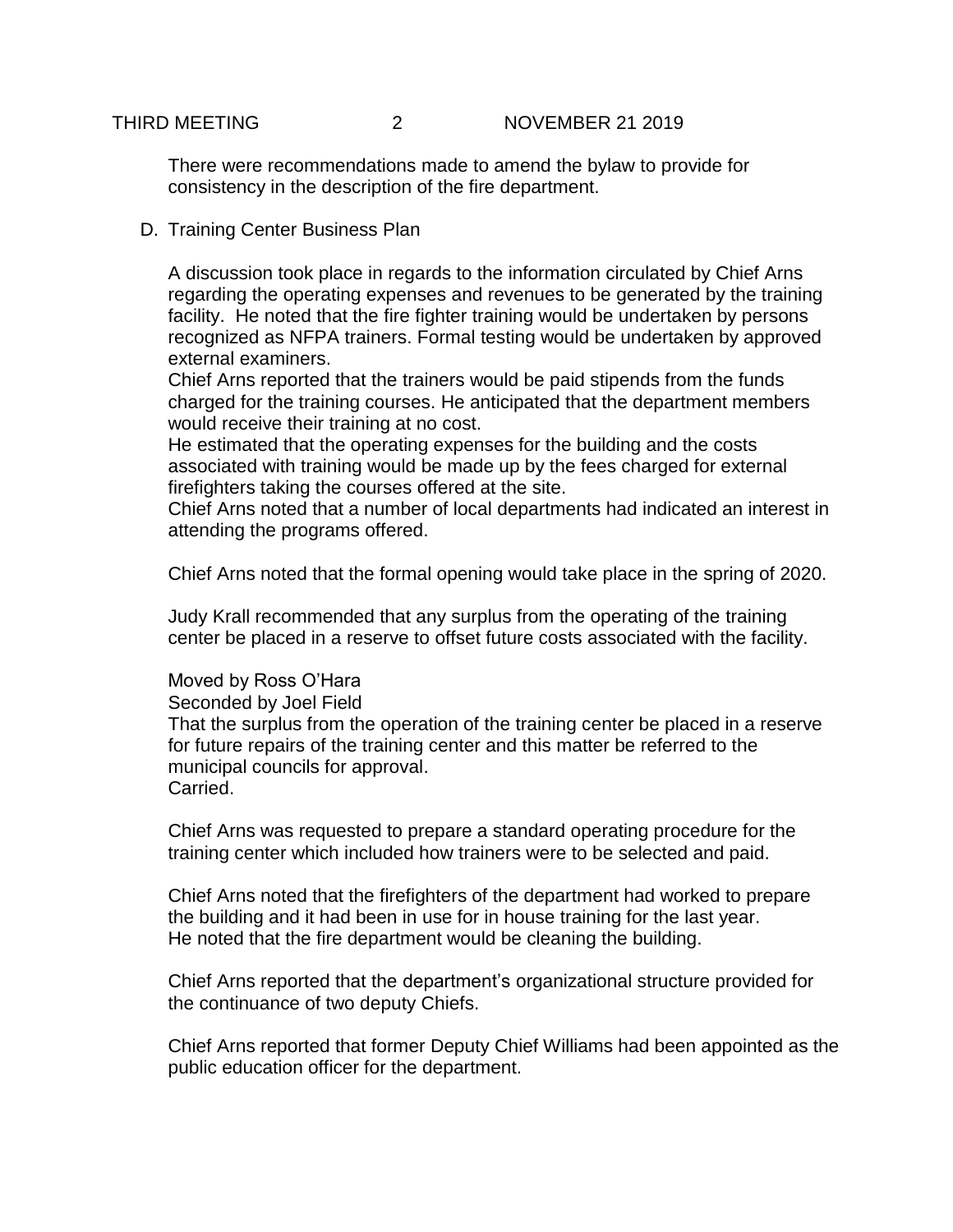There were recommendations made to amend the bylaw to provide for consistency in the description of the fire department.

D. Training Center Business Plan

A discussion took place in regards to the information circulated by Chief Arns regarding the operating expenses and revenues to be generated by the training facility. He noted that the fire fighter training would be undertaken by persons recognized as NFPA trainers. Formal testing would be undertaken by approved external examiners.
Chief Arns reported that the trainers would be paid stipends from the funds charged for the training courses. He anticipated that the department members would receive their training at no cost.
He estimated that the operating expenses for the building and the costs associated with training would be made up by the fees charged for external firefighters taking the courses offered at the site.
Chief Arns noted that a number of local departments had indicated an interest in attending the programs offered.

Chief Arns noted that the formal opening would take place in the spring of 2020.

Judy Krall recommended that any surplus from the operating of the training center be placed in a reserve to offset future costs associated with the facility.

Moved by Ross O'Hara
Seconded by Joel Field
That the surplus from the operation of the training center be placed in a reserve for future repairs of the training center and this matter be referred to the municipal councils for approval.
Carried.

Chief Arns was requested to prepare a standard operating procedure for the training center which included how trainers were to be selected and paid.

Chief Arns noted that the firefighters of the department had worked to prepare the building and it had been in use for in house training for the last year.
He noted that the fire department would be cleaning the building.

Chief Arns reported that the department's organizational structure provided for the continuance of two deputy Chiefs.

Chief Arns reported that former Deputy Chief Williams had been appointed as the public education officer for the department.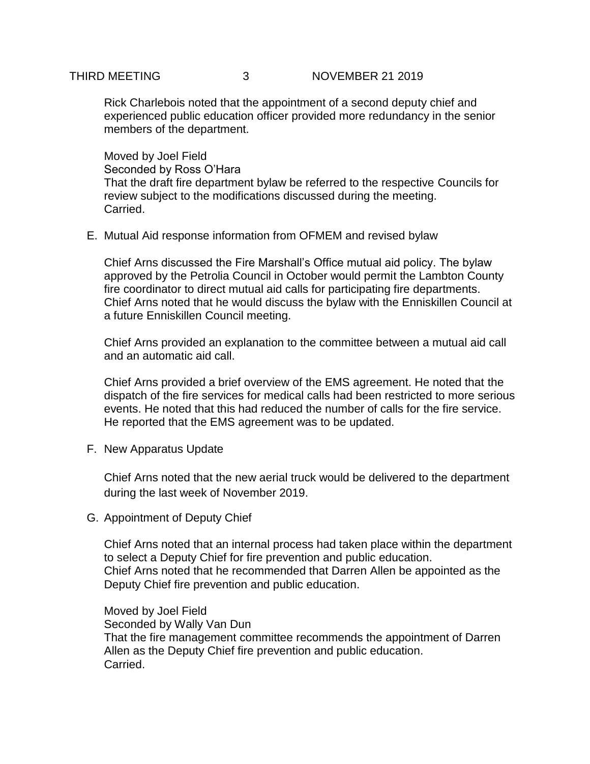Rick Charlebois noted that the appointment of a second deputy chief and experienced public education officer provided more redundancy in the senior members of the department.

Moved by Joel Field
Seconded by Ross O'Hara
That the draft fire department bylaw be referred to the respective Councils for review subject to the modifications discussed during the meeting.
Carried.

E. Mutual Aid response information from OFMEM and revised bylaw

Chief Arns discussed the Fire Marshall's Office mutual aid policy. The bylaw approved by the Petrolia Council in October would permit the Lambton County fire coordinator to direct mutual aid calls for participating fire departments. Chief Arns noted that he would discuss the bylaw with the Enniskillen Council at a future Enniskillen Council meeting.

Chief Arns provided an explanation to the committee between a mutual aid call and an automatic aid call.

Chief Arns provided a brief overview of the EMS agreement. He noted that the dispatch of the fire services for medical calls had been restricted to more serious events. He noted that this had reduced the number of calls for the fire service. He reported that the EMS agreement was to be updated.

F. New Apparatus Update

Chief Arns noted that the new aerial truck would be delivered to the department during the last week of November 2019.

G. Appointment of Deputy Chief

Chief Arns noted that an internal process had taken place within the department to select a Deputy Chief for fire prevention and public education.
Chief Arns noted that he recommended that Darren Allen be appointed as the Deputy Chief fire prevention and public education.

Moved by Joel Field
Seconded by Wally Van Dun
That the fire management committee recommends the appointment of Darren Allen as the Deputy Chief fire prevention and public education.
Carried.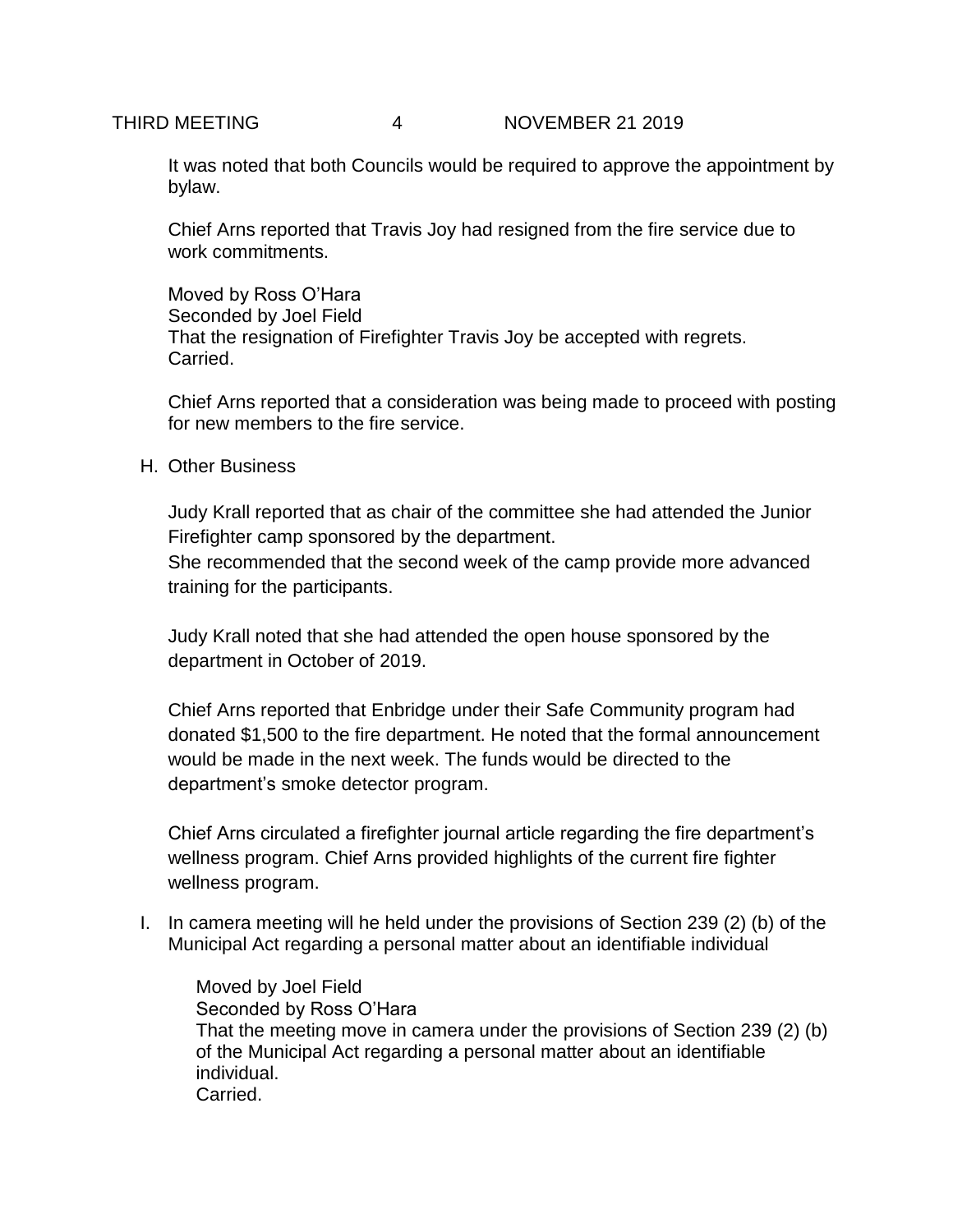It was noted that both Councils would be required to approve the appointment by bylaw.

Chief Arns reported that Travis Joy had resigned from the fire service due to work commitments.

Moved by Ross O'Hara
Seconded by Joel Field
That the resignation of Firefighter Travis Joy be accepted with regrets.
Carried.

Chief Arns reported that a consideration was being made to proceed with posting for new members to the fire service.

H. Other Business

Judy Krall reported that as chair of the committee she had attended the Junior Firefighter camp sponsored by the department.
She recommended that the second week of the camp provide more advanced training for the participants.

Judy Krall noted that she had attended the open house sponsored by the department in October of 2019.

Chief Arns reported that Enbridge under their Safe Community program had donated $1,500 to the fire department. He noted that the formal announcement would be made in the next week. The funds would be directed to the department's smoke detector program.

Chief Arns circulated a firefighter journal article regarding the fire department's wellness program. Chief Arns provided highlights of the current fire fighter wellness program.

I. In camera meeting will he held under the provisions of Section 239 (2) (b) of the Municipal Act regarding a personal matter about an identifiable individual

Moved by Joel Field
Seconded by Ross O'Hara
That the meeting move in camera under the provisions of Section 239 (2) (b) of the Municipal Act regarding a personal matter about an identifiable individual.
Carried.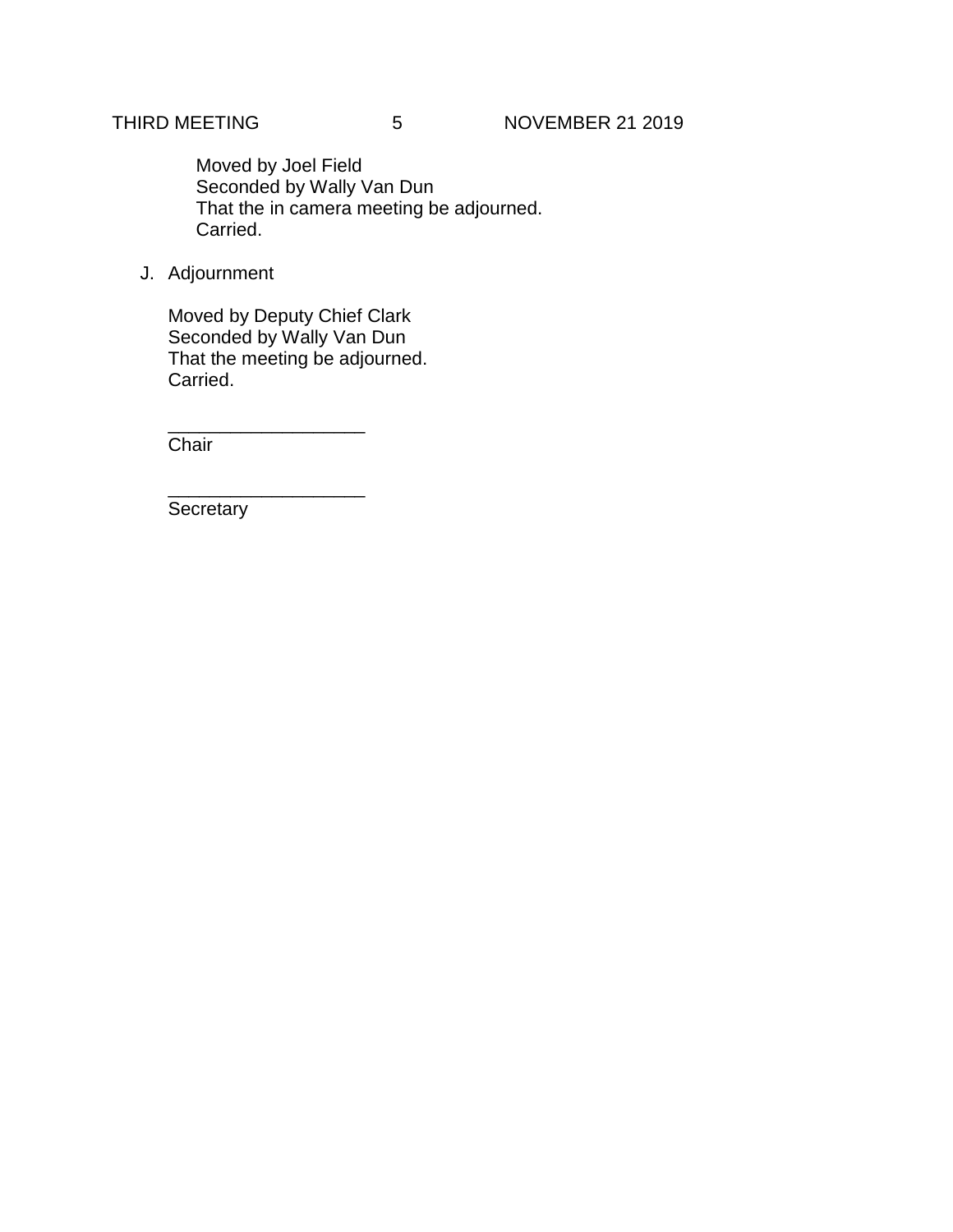Moved by Joel Field
Seconded by Wally Van Dun
That the in camera meeting be adjourned.
Carried.

J. Adjournment

Moved by Deputy Chief Clark
Seconded by Wally Van Dun
That the meeting be adjourned.
Carried.

___________________
Chair

___________________
Secretary